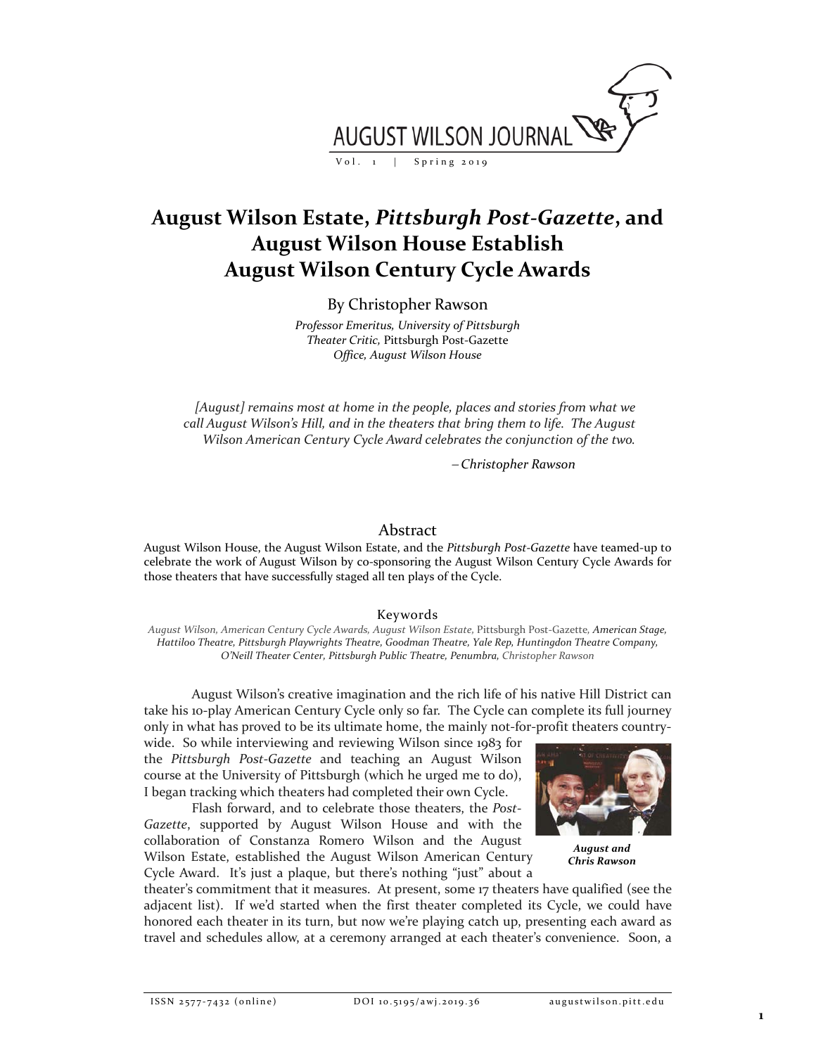# August Wilson Estate, *Pittsburgh Post-Gazette*, and August Wilson House Establish August Wilson Century Cycle Awards

By Christopher Rawson

*Professor Emeritus, University of Pittsburgh*
*Theater Critic,* Pittsburgh Post-Gazette
*Office, August Wilson House*

*[August] remains most at home in the people, places and stories from what we call August Wilson's Hill, and in the theaters that bring them to life. The August Wilson American Century Cycle Award celebrates the conjunction of the two.*

*– Christopher Rawson*

## Abstract

August Wilson House, the August Wilson Estate, and the *Pittsburgh Post-Gazette* have teamed-up to celebrate the work of August Wilson by co-sponsoring the August Wilson Century Cycle Awards for those theaters that have successfully staged all ten plays of the Cycle.

### Keywords

*August Wilson, American Century Cycle Awards, August Wilson Estate,* Pittsburgh Post-Gazette, *American Stage, Hattiloo Theatre, Pittsburgh Playwrights Theatre, Goodman Theatre, Yale Rep, Huntingdon Theatre Company, O'Neill Theater Center, Pittsburgh Public Theatre, Penumbra, Christopher Rawson*

August Wilson's creative imagination and the rich life of his native Hill District can take his 10-play American Century Cycle only so far. The Cycle can complete its full journey only in what has proved to be its ultimate home, the mainly not-for-profit theaters country-wide. So while interviewing and reviewing Wilson since 1983 for the *Pittsburgh Post-Gazette* and teaching an August Wilson course at the University of Pittsburgh (which he urged me to do), I began tracking which theaters had completed their own Cycle.

***August and Chris Rawson***

Flash forward, and to celebrate those theaters, the *Post-Gazette*, supported by August Wilson House and with the collaboration of Constanza Romero Wilson and the August Wilson Estate, established the August Wilson American Century Cycle Award. It's just a plaque, but there's nothing "just" about a theater's commitment that it measures. At present, some 17 theaters have qualified (see the adjacent list). If we'd started when the first theater completed its Cycle, we could have honored each theater in its turn, but now we're playing catch up, presenting each award as travel and schedules allow, at a ceremony arranged at each theater's convenience. Soon, a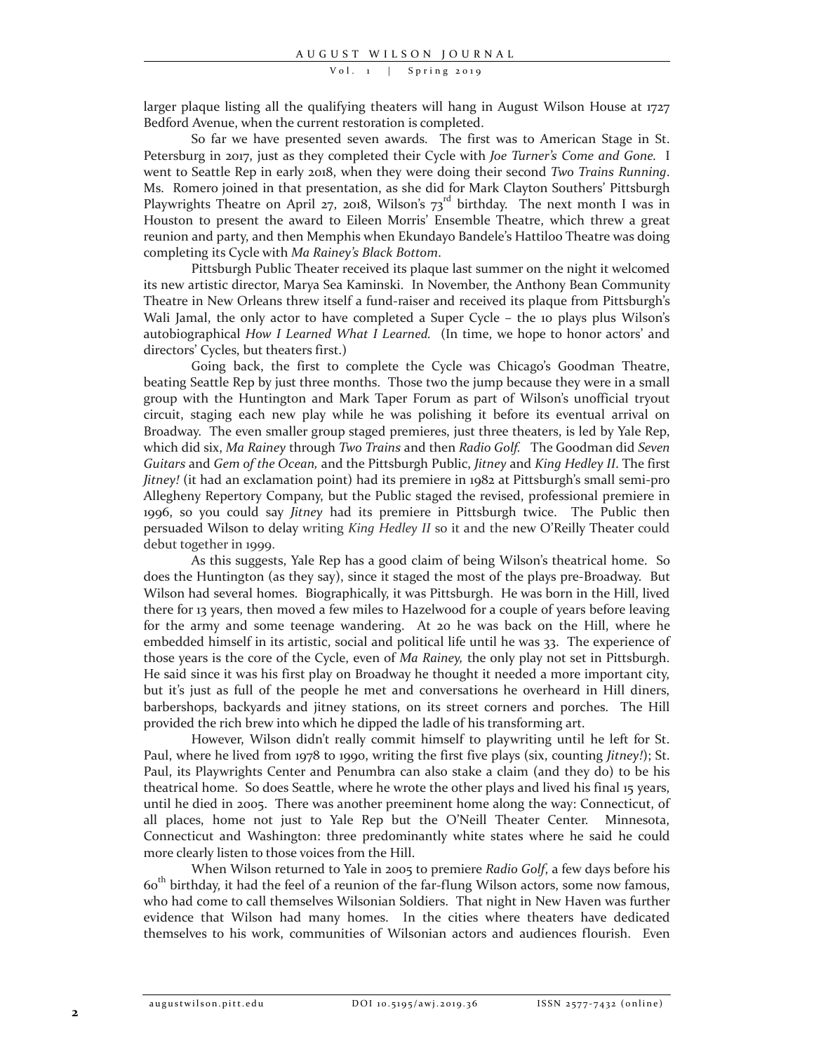larger plaque listing all the qualifying theaters will hang in August Wilson House at 1727 Bedford Avenue, when the current restoration is completed.

So far we have presented seven awards. The first was to American Stage in St. Petersburg in 2017, just as they completed their Cycle with *Joe Turner's Come and Gone*. I went to Seattle Rep in early 2018, when they were doing their second *Two Trains Running*. Ms. Romero joined in that presentation, as she did for Mark Clayton Southers' Pittsburgh Playwrights Theatre on April 27, 2018, Wilson's 73rd birthday. The next month I was in Houston to present the award to Eileen Morris' Ensemble Theatre, which threw a great reunion and party, and then Memphis when Ekundayo Bandele's Hattiloo Theatre was doing completing its Cycle with *Ma Rainey's Black Bottom*.

Pittsburgh Public Theater received its plaque last summer on the night it welcomed its new artistic director, Marya Sea Kaminski. In November, the Anthony Bean Community Theatre in New Orleans threw itself a fund-raiser and received its plaque from Pittsburgh's Wali Jamal, the only actor to have completed a Super Cycle – the 10 plays plus Wilson's autobiographical *How I Learned What I Learned*. (In time, we hope to honor actors' and directors' Cycles, but theaters first.)

Going back, the first to complete the Cycle was Chicago's Goodman Theatre, beating Seattle Rep by just three months. Those two the jump because they were in a small group with the Huntington and Mark Taper Forum as part of Wilson's unofficial tryout circuit, staging each new play while he was polishing it before its eventual arrival on Broadway. The even smaller group staged premieres, just three theaters, is led by Yale Rep, which did six, *Ma Rainey* through *Two Trains* and then *Radio Golf*. The Goodman did *Seven Guitars* and *Gem of the Ocean,* and the Pittsburgh Public, *Jitney* and *King Hedley II*. The first *Jitney!* (it had an exclamation point) had its premiere in 1982 at Pittsburgh's small semi-pro Allegheny Repertory Company, but the Public staged the revised, professional premiere in 1996, so you could say *Jitney* had its premiere in Pittsburgh twice. The Public then persuaded Wilson to delay writing *King Hedley II* so it and the new O'Reilly Theater could debut together in 1999.

As this suggests, Yale Rep has a good claim of being Wilson's theatrical home. So does the Huntington (as they say), since it staged the most of the plays pre-Broadway. But Wilson had several homes. Biographically, it was Pittsburgh. He was born in the Hill, lived there for 13 years, then moved a few miles to Hazelwood for a couple of years before leaving for the army and some teenage wandering. At 20 he was back on the Hill, where he embedded himself in its artistic, social and political life until he was 33. The experience of those years is the core of the Cycle, even of *Ma Rainey,* the only play not set in Pittsburgh. He said since it was his first play on Broadway he thought it needed a more important city, but it's just as full of the people he met and conversations he overheard in Hill diners, barbershops, backyards and jitney stations, on its street corners and porches. The Hill provided the rich brew into which he dipped the ladle of his transforming art.

However, Wilson didn't really commit himself to playwriting until he left for St. Paul, where he lived from 1978 to 1990, writing the first five plays (six, counting *Jitney!*); St. Paul, its Playwrights Center and Penumbra can also stake a claim (and they do) to be his theatrical home. So does Seattle, where he wrote the other plays and lived his final 15 years, until he died in 2005. There was another preeminent home along the way: Connecticut, of all places, home not just to Yale Rep but the O'Neill Theater Center. Minnesota, Connecticut and Washington: three predominantly white states where he said he could more clearly listen to those voices from the Hill.

When Wilson returned to Yale in 2005 to premiere *Radio Golf*, a few days before his 60th birthday, it had the feel of a reunion of the far-flung Wilson actors, some now famous, who had come to call themselves Wilsonian Soldiers. That night in New Haven was further evidence that Wilson had many homes. In the cities where theaters have dedicated themselves to his work, communities of Wilsonian actors and audiences flourish. Even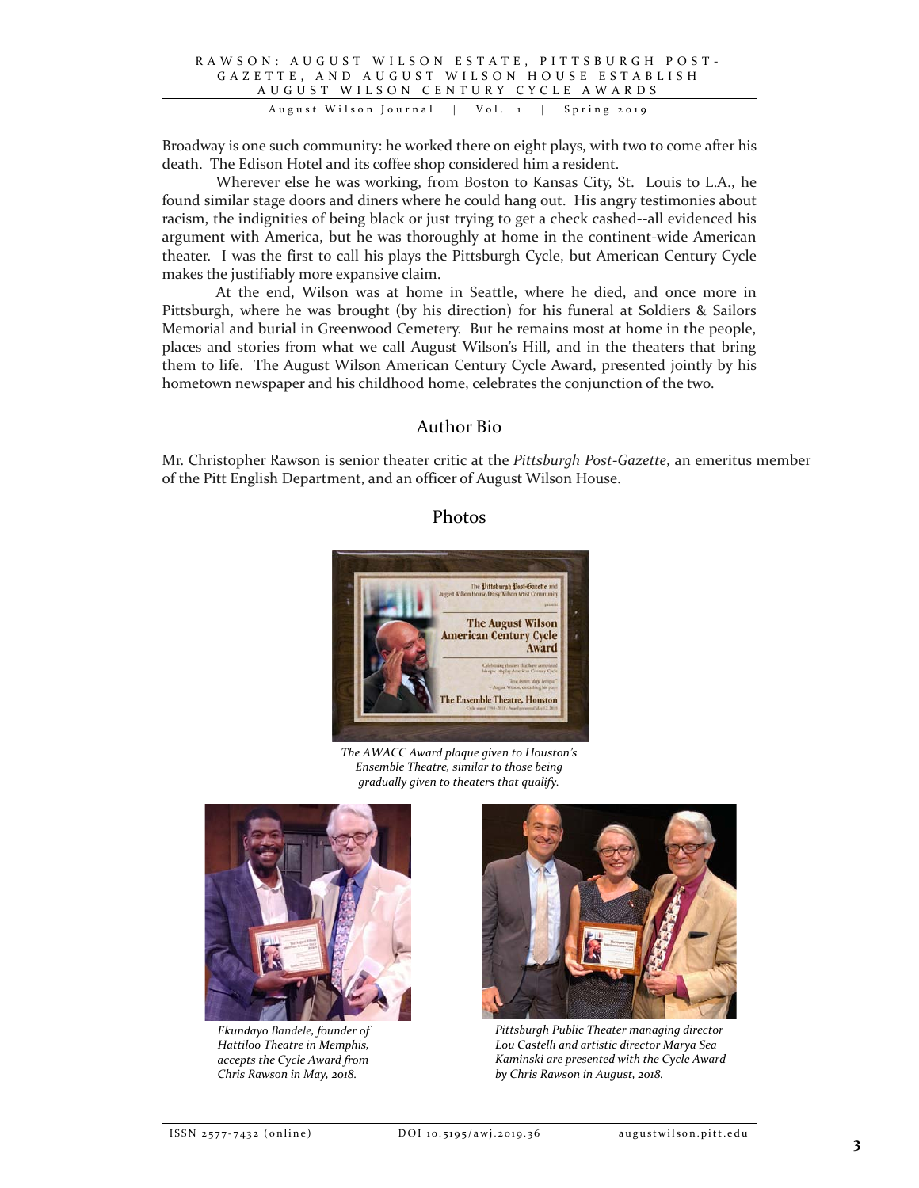Broadway is one such community: he worked there on eight plays, with two to come after his death. The Edison Hotel and its coffee shop considered him a resident.

Wherever else he was working, from Boston to Kansas City, St. Louis to L.A., he found similar stage doors and diners where he could hang out. His angry testimonies about racism, the indignities of being black or just trying to get a check cashed--all evidenced his argument with America, but he was thoroughly at home in the continent-wide American theater. I was the first to call his plays the Pittsburgh Cycle, but American Century Cycle makes the justifiably more expansive claim.

At the end, Wilson was at home in Seattle, where he died, and once more in Pittsburgh, where he was brought (by his direction) for his funeral at Soldiers & Sailors Memorial and burial in Greenwood Cemetery. But he remains most at home in the people, places and stories from what we call August Wilson's Hill, and in the theaters that bring them to life. The August Wilson American Century Cycle Award, presented jointly by his hometown newspaper and his childhood home, celebrates the conjunction of the two.

## Author Bio

Mr. Christopher Rawson is senior theater critic at the *Pittsburgh Post-Gazette*, an emeritus member of the Pitt English Department, and an officer of August Wilson House.

## Photos

*The AWACC Award plaque given to Houston's Ensemble Theatre, similar to those being gradually given to theaters that qualify.*

*Ekundayo Bandele, founder of Hattiloo Theatre in Memphis, accepts the Cycle Award from Chris Rawson in May, 2018.*

*Pittsburgh Public Theater managing director Lou Castelli and artistic director Marya Sea Kaminski are presented with the Cycle Award by Chris Rawson in August, 2018.*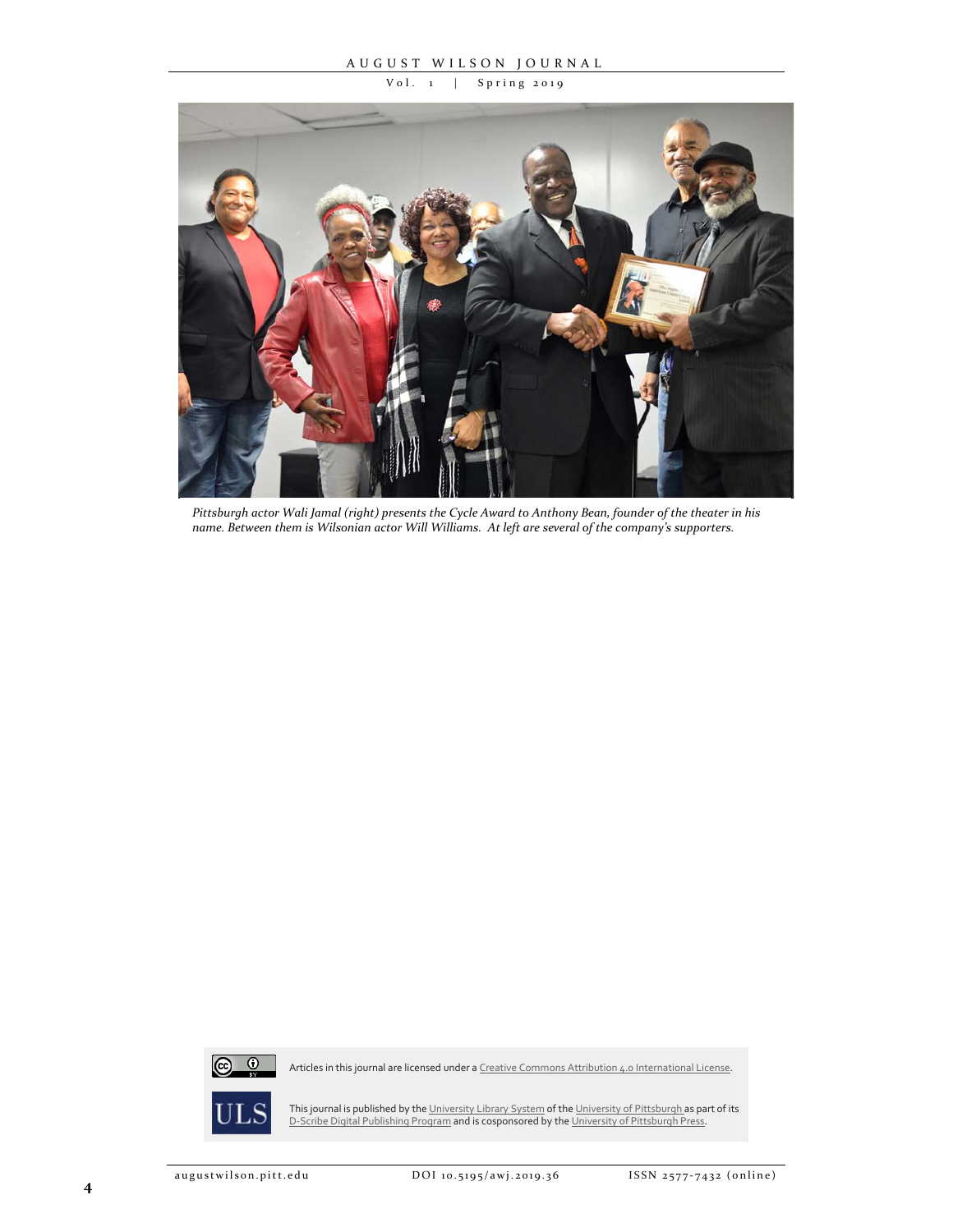*Pittsburgh actor Wali Jamal (right) presents the Cycle Award to Anthony Bean, founder of the theater in his name. Between them is Wilsonian actor Will Williams. At left are several of the company's supporters.*

Articles in this journal are licensed under a Creative Commons Attribution 4.0 International License.

This journal is published by the University Library System of the University of Pittsburgh as part of its D-Scribe Digital Publishing Program and is cosponsored by the University of Pittsburgh Press.

augustwilson.pitt.edu DOI 10.5195/awj.2019.36 ISSN 2577-7432 (online)